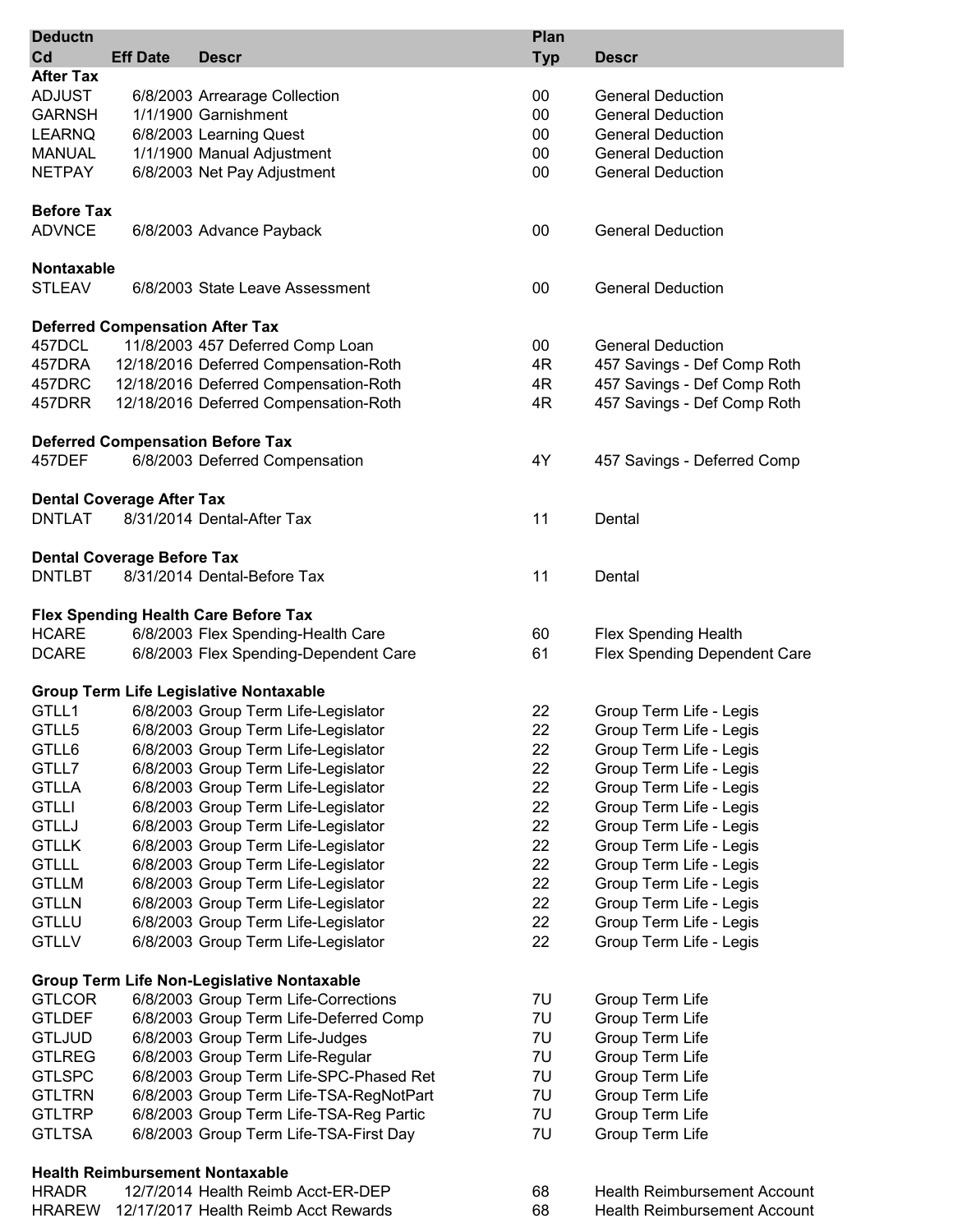| Deductn Cd | Eff Date | Descr | Plan Typ | Descr |
|---|---|---|---|---|
| **After Tax** | | | | |
| ADJUST | 6/8/2003 | Arrearage Collection | 00 | General Deduction |
| GARNSH | 1/1/1900 | Garnishment | 00 | General Deduction |
| LEARNQ | 6/8/2003 | Learning Quest | 00 | General Deduction |
| MANUAL | 1/1/1900 | Manual Adjustment | 00 | General Deduction |
| NETPAY | 6/8/2003 | Net Pay Adjustment | 00 | General Deduction |
| **Before Tax** | | | | |
| ADVNCE | 6/8/2003 | Advance Payback | 00 | General Deduction |
| **Nontaxable** | | | | |
| STLEAV | 6/8/2003 | State Leave Assessment | 00 | General Deduction |
| **Deferred Compensation After Tax** | | | | |
| 457DCL | 11/8/2003 | 457 Deferred Comp Loan | 00 | General Deduction |
| 457DRA | 12/18/2016 | Deferred Compensation-Roth | 4R | 457 Savings - Def Comp Roth |
| 457DRC | 12/18/2016 | Deferred Compensation-Roth | 4R | 457 Savings - Def Comp Roth |
| 457DRR | 12/18/2016 | Deferred Compensation-Roth | 4R | 457 Savings - Def Comp Roth |
| **Deferred Compensation Before Tax** | | | | |
| 457DEF | 6/8/2003 | Deferred Compensation | 4Y | 457 Savings - Deferred Comp |
| **Dental Coverage After Tax** | | | | |
| DNTLAT | 8/31/2014 | Dental-After Tax | 11 | Dental |
| **Dental Coverage Before Tax** | | | | |
| DNTLBT | 8/31/2014 | Dental-Before Tax | 11 | Dental |
| **Flex Spending Health Care Before Tax** | | | | |
| HCARE | 6/8/2003 | Flex Spending-Health Care | 60 | Flex Spending Health |
| DCARE | 6/8/2003 | Flex Spending-Dependent Care | 61 | Flex Spending Dependent Care |
| **Group Term Life Legislative Nontaxable** | | | | |
| GTLL1 | 6/8/2003 | Group Term Life-Legislator | 22 | Group Term Life - Legis |
| GTLL5 | 6/8/2003 | Group Term Life-Legislator | 22 | Group Term Life - Legis |
| GTLL6 | 6/8/2003 | Group Term Life-Legislator | 22 | Group Term Life - Legis |
| GTLL7 | 6/8/2003 | Group Term Life-Legislator | 22 | Group Term Life - Legis |
| GTLLA | 6/8/2003 | Group Term Life-Legislator | 22 | Group Term Life - Legis |
| GTLLI | 6/8/2003 | Group Term Life-Legislator | 22 | Group Term Life - Legis |
| GTLLJ | 6/8/2003 | Group Term Life-Legislator | 22 | Group Term Life - Legis |
| GTLLK | 6/8/2003 | Group Term Life-Legislator | 22 | Group Term Life - Legis |
| GTLLL | 6/8/2003 | Group Term Life-Legislator | 22 | Group Term Life - Legis |
| GTLLM | 6/8/2003 | Group Term Life-Legislator | 22 | Group Term Life - Legis |
| GTLLN | 6/8/2003 | Group Term Life-Legislator | 22 | Group Term Life - Legis |
| GTLLU | 6/8/2003 | Group Term Life-Legislator | 22 | Group Term Life - Legis |
| GTLLV | 6/8/2003 | Group Term Life-Legislator | 22 | Group Term Life - Legis |
| **Group Term Life Non-Legislative Nontaxable** | | | | |
| GTLCOR | 6/8/2003 | Group Term Life-Corrections | 7U | Group Term Life |
| GTLDEF | 6/8/2003 | Group Term Life-Deferred Comp | 7U | Group Term Life |
| GTLJUD | 6/8/2003 | Group Term Life-Judges | 7U | Group Term Life |
| GTLREG | 6/8/2003 | Group Term Life-Regular | 7U | Group Term Life |
| GTLSPC | 6/8/2003 | Group Term Life-SPC-Phased Ret | 7U | Group Term Life |
| GTLTRN | 6/8/2003 | Group Term Life-TSA-RegNotPart | 7U | Group Term Life |
| GTLTRP | 6/8/2003 | Group Term Life-TSA-Reg Partic | 7U | Group Term Life |
| GTLTSA | 6/8/2003 | Group Term Life-TSA-First Day | 7U | Group Term Life |
| **Health Reimbursement Nontaxable** | | | | |
| HRADR | 12/7/2014 | Health Reimb Acct-ER-DEP | 68 | Health Reimbursement Account |
| HRAREW | 12/17/2017 | Health Reimb Acct Rewards | 68 | Health Reimbursement Account |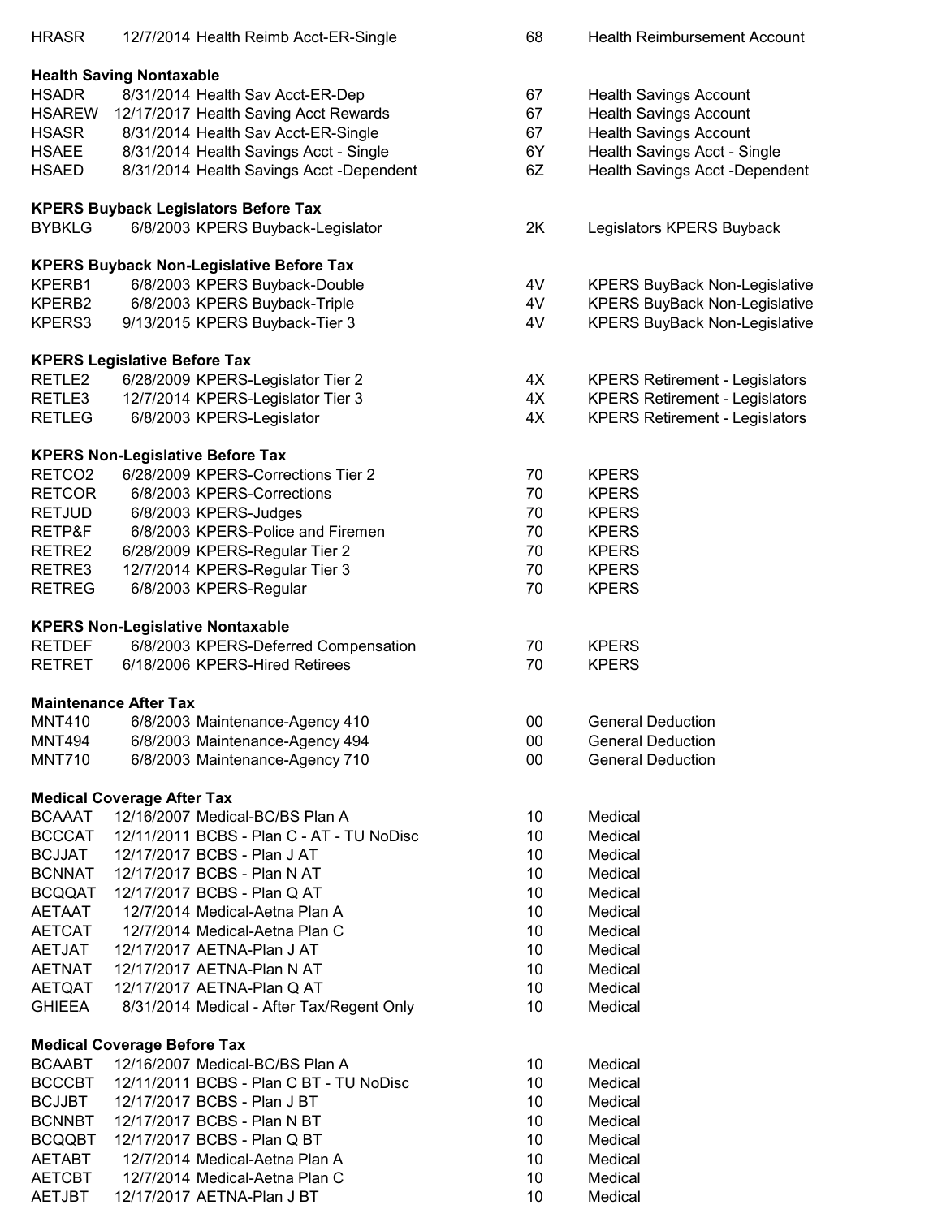| | | | |
|---|---|---|---|
| HRASR | 12/7/2014 Health Reimb Acct-ER-Single | 68 | Health Reimbursement Account |

**Health Saving Nontaxable**

| | | | |
|---|---|---|---|
| HSADR | 8/31/2014 Health Sav Acct-ER-Dep | 67 | Health Savings Account |
| HSAREW | 12/17/2017 Health Saving Acct Rewards | 67 | Health Savings Account |
| HSASR | 8/31/2014 Health Sav Acct-ER-Single | 67 | Health Savings Account |
| HSAEE | 8/31/2014 Health Savings Acct - Single | 6Y | Health Savings Acct - Single |
| HSAED | 8/31/2014 Health Savings Acct -Dependent | 6Z | Health Savings Acct -Dependent |

**KPERS Buyback Legislators Before Tax**

| | | | |
|---|---|---|---|
| BYBKLG | 6/8/2003 KPERS Buyback-Legislator | 2K | Legislators KPERS Buyback |

**KPERS Buyback Non-Legislative Before Tax**

| | | | |
|---|---|---|---|
| KPERB1 | 6/8/2003 KPERS Buyback-Double | 4V | KPERS BuyBack Non-Legislative |
| KPERB2 | 6/8/2003 KPERS Buyback-Triple | 4V | KPERS BuyBack Non-Legislative |
| KPERS3 | 9/13/2015 KPERS Buyback-Tier 3 | 4V | KPERS BuyBack Non-Legislative |

**KPERS Legislative Before Tax**

| | | | |
|---|---|---|---|
| RETLE2 | 6/28/2009 KPERS-Legislator Tier 2 | 4X | KPERS Retirement - Legislators |
| RETLE3 | 12/7/2014 KPERS-Legislator Tier 3 | 4X | KPERS Retirement - Legislators |
| RETLEG | 6/8/2003 KPERS-Legislator | 4X | KPERS Retirement - Legislators |

**KPERS Non-Legislative Before Tax**

| | | | |
|---|---|---|---|
| RETCO2 | 6/28/2009 KPERS-Corrections Tier 2 | 70 | KPERS |
| RETCOR | 6/8/2003 KPERS-Corrections | 70 | KPERS |
| RETJUD | 6/8/2003 KPERS-Judges | 70 | KPERS |
| RETP&F | 6/8/2003 KPERS-Police and Firemen | 70 | KPERS |
| RETRE2 | 6/28/2009 KPERS-Regular Tier 2 | 70 | KPERS |
| RETRE3 | 12/7/2014 KPERS-Regular Tier 3 | 70 | KPERS |
| RETREG | 6/8/2003 KPERS-Regular | 70 | KPERS |

**KPERS Non-Legislative Nontaxable**

| | | | |
|---|---|---|---|
| RETDEF | 6/8/2003 KPERS-Deferred Compensation | 70 | KPERS |
| RETRET | 6/18/2006 KPERS-Hired Retirees | 70 | KPERS |

**Maintenance After Tax**

| | | | |
|---|---|---|---|
| MNT410 | 6/8/2003 Maintenance-Agency 410 | 00 | General Deduction |
| MNT494 | 6/8/2003 Maintenance-Agency 494 | 00 | General Deduction |
| MNT710 | 6/8/2003 Maintenance-Agency 710 | 00 | General Deduction |

**Medical Coverage After Tax**

| | | | |
|---|---|---|---|
| BCAAAT | 12/16/2007 Medical-BC/BS Plan A | 10 | Medical |
| BCCCAT | 12/11/2011 BCBS - Plan C - AT - TU NoDisc | 10 | Medical |
| BCJJAT | 12/17/2017 BCBS - Plan J AT | 10 | Medical |
| BCNNAT | 12/17/2017 BCBS - Plan N AT | 10 | Medical |
| BCQQAT | 12/17/2017 BCBS - Plan Q AT | 10 | Medical |
| AETAAT | 12/7/2014 Medical-Aetna Plan A | 10 | Medical |
| AETCAT | 12/7/2014 Medical-Aetna Plan C | 10 | Medical |
| AETJAT | 12/17/2017 AETNA-Plan J AT | 10 | Medical |
| AETNAT | 12/17/2017 AETNA-Plan N AT | 10 | Medical |
| AETQAT | 12/17/2017 AETNA-Plan Q AT | 10 | Medical |
| GHIEEA | 8/31/2014 Medical - After Tax/Regent Only | 10 | Medical |

**Medical Coverage Before Tax**

| | | | |
|---|---|---|---|
| BCAABT | 12/16/2007 Medical-BC/BS Plan A | 10 | Medical |
| BCCCBT | 12/11/2011 BCBS - Plan C BT - TU NoDisc | 10 | Medical |
| BCJJBT | 12/17/2017 BCBS - Plan J BT | 10 | Medical |
| BCNNBT | 12/17/2017 BCBS - Plan N BT | 10 | Medical |
| BCQQBT | 12/17/2017 BCBS - Plan Q BT | 10 | Medical |
| AETABT | 12/7/2014 Medical-Aetna Plan A | 10 | Medical |
| AETCBT | 12/7/2014 Medical-Aetna Plan C | 10 | Medical |
| AETJBT | 12/17/2017 AETNA-Plan J BT | 10 | Medical |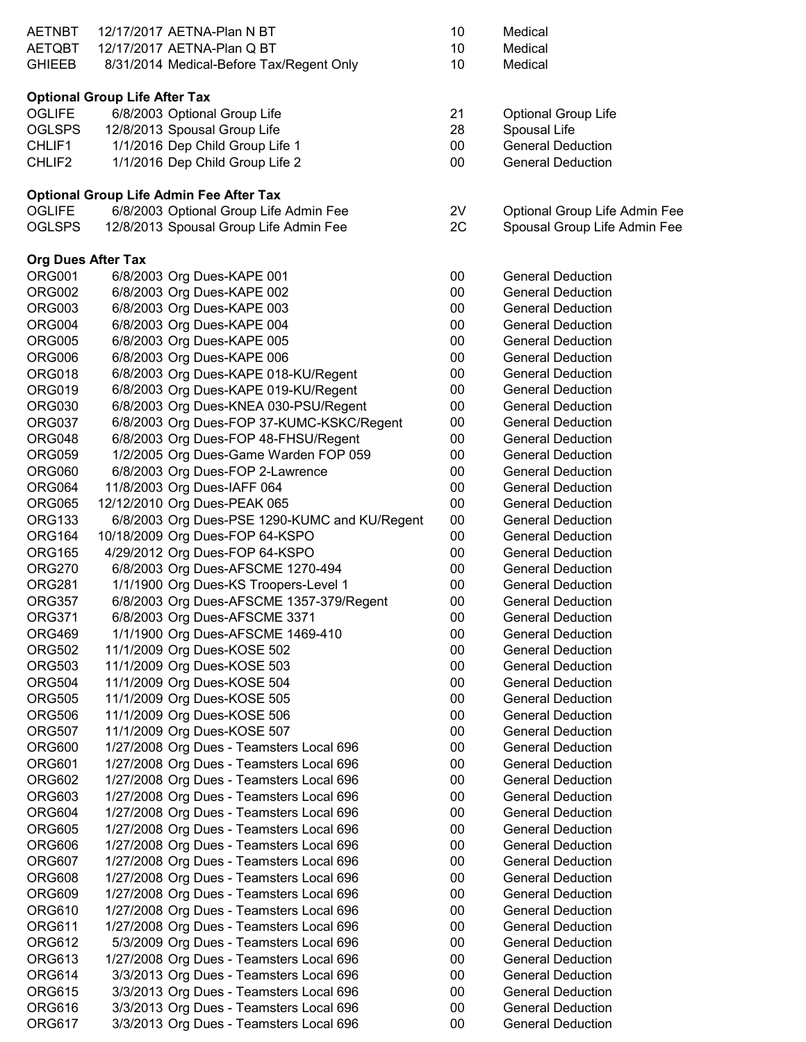| | | | | |
|---|---|---|---|---|
| AETNBT | 12/17/2017 | AETNA-Plan N BT | 10 | Medical |
| AETQBT | 12/17/2017 | AETNA-Plan Q BT | 10 | Medical |
| GHIEEB | 8/31/2014 | Medical-Before Tax/Regent Only | 10 | Medical |

**Optional Group Life After Tax**

| | | | | |
|---|---|---|---|---|
| OGLIFE | 6/8/2003 | Optional Group Life | 21 | Optional Group Life |
| OGLSPS | 12/8/2013 | Spousal Group Life | 28 | Spousal Life |
| CHLIF1 | 1/1/2016 | Dep Child Group Life 1 | 00 | General Deduction |
| CHLIF2 | 1/1/2016 | Dep Child Group Life 2 | 00 | General Deduction |

**Optional Group Life Admin Fee After Tax**

| | | | | |
|---|---|---|---|---|
| OGLIFE | 6/8/2003 | Optional Group Life Admin Fee | 2V | Optional Group Life Admin Fee |
| OGLSPS | 12/8/2013 | Spousal Group Life Admin Fee | 2C | Spousal Group Life Admin Fee |

**Org Dues After Tax**

| | | | | |
|---|---|---|---|---|
| ORG001 | 6/8/2003 | Org Dues-KAPE 001 | 00 | General Deduction |
| ORG002 | 6/8/2003 | Org Dues-KAPE 002 | 00 | General Deduction |
| ORG003 | 6/8/2003 | Org Dues-KAPE 003 | 00 | General Deduction |
| ORG004 | 6/8/2003 | Org Dues-KAPE 004 | 00 | General Deduction |
| ORG005 | 6/8/2003 | Org Dues-KAPE 005 | 00 | General Deduction |
| ORG006 | 6/8/2003 | Org Dues-KAPE 006 | 00 | General Deduction |
| ORG018 | 6/8/2003 | Org Dues-KAPE 018-KU/Regent | 00 | General Deduction |
| ORG019 | 6/8/2003 | Org Dues-KAPE 019-KU/Regent | 00 | General Deduction |
| ORG030 | 6/8/2003 | Org Dues-KNEA 030-PSU/Regent | 00 | General Deduction |
| ORG037 | 6/8/2003 | Org Dues-FOP 37-KUMC-KSKC/Regent | 00 | General Deduction |
| ORG048 | 6/8/2003 | Org Dues-FOP 48-FHSU/Regent | 00 | General Deduction |
| ORG059 | 1/2/2005 | Org Dues-Game Warden FOP 059 | 00 | General Deduction |
| ORG060 | 6/8/2003 | Org Dues-FOP 2-Lawrence | 00 | General Deduction |
| ORG064 | 11/8/2003 | Org Dues-IAFF 064 | 00 | General Deduction |
| ORG065 | 12/12/2010 | Org Dues-PEAK 065 | 00 | General Deduction |
| ORG133 | 6/8/2003 | Org Dues-PSE 1290-KUMC and KU/Regent | 00 | General Deduction |
| ORG164 | 10/18/2009 | Org Dues-FOP 64-KSPO | 00 | General Deduction |
| ORG165 | 4/29/2012 | Org Dues-FOP 64-KSPO | 00 | General Deduction |
| ORG270 | 6/8/2003 | Org Dues-AFSCME 1270-494 | 00 | General Deduction |
| ORG281 | 1/1/1900 | Org Dues-KS Troopers-Level 1 | 00 | General Deduction |
| ORG357 | 6/8/2003 | Org Dues-AFSCME 1357-379/Regent | 00 | General Deduction |
| ORG371 | 6/8/2003 | Org Dues-AFSCME 3371 | 00 | General Deduction |
| ORG469 | 1/1/1900 | Org Dues-AFSCME 1469-410 | 00 | General Deduction |
| ORG502 | 11/1/2009 | Org Dues-KOSE 502 | 00 | General Deduction |
| ORG503 | 11/1/2009 | Org Dues-KOSE 503 | 00 | General Deduction |
| ORG504 | 11/1/2009 | Org Dues-KOSE 504 | 00 | General Deduction |
| ORG505 | 11/1/2009 | Org Dues-KOSE 505 | 00 | General Deduction |
| ORG506 | 11/1/2009 | Org Dues-KOSE 506 | 00 | General Deduction |
| ORG507 | 11/1/2009 | Org Dues-KOSE 507 | 00 | General Deduction |
| ORG600 | 1/27/2008 | Org Dues - Teamsters Local 696 | 00 | General Deduction |
| ORG601 | 1/27/2008 | Org Dues - Teamsters Local 696 | 00 | General Deduction |
| ORG602 | 1/27/2008 | Org Dues - Teamsters Local 696 | 00 | General Deduction |
| ORG603 | 1/27/2008 | Org Dues - Teamsters Local 696 | 00 | General Deduction |
| ORG604 | 1/27/2008 | Org Dues - Teamsters Local 696 | 00 | General Deduction |
| ORG605 | 1/27/2008 | Org Dues - Teamsters Local 696 | 00 | General Deduction |
| ORG606 | 1/27/2008 | Org Dues - Teamsters Local 696 | 00 | General Deduction |
| ORG607 | 1/27/2008 | Org Dues - Teamsters Local 696 | 00 | General Deduction |
| ORG608 | 1/27/2008 | Org Dues - Teamsters Local 696 | 00 | General Deduction |
| ORG609 | 1/27/2008 | Org Dues - Teamsters Local 696 | 00 | General Deduction |
| ORG610 | 1/27/2008 | Org Dues - Teamsters Local 696 | 00 | General Deduction |
| ORG611 | 1/27/2008 | Org Dues - Teamsters Local 696 | 00 | General Deduction |
| ORG612 | 5/3/2009 | Org Dues - Teamsters Local 696 | 00 | General Deduction |
| ORG613 | 1/27/2008 | Org Dues - Teamsters Local 696 | 00 | General Deduction |
| ORG614 | 3/3/2013 | Org Dues - Teamsters Local 696 | 00 | General Deduction |
| ORG615 | 3/3/2013 | Org Dues - Teamsters Local 696 | 00 | General Deduction |
| ORG616 | 3/3/2013 | Org Dues - Teamsters Local 696 | 00 | General Deduction |
| ORG617 | 3/3/2013 | Org Dues - Teamsters Local 696 | 00 | General Deduction |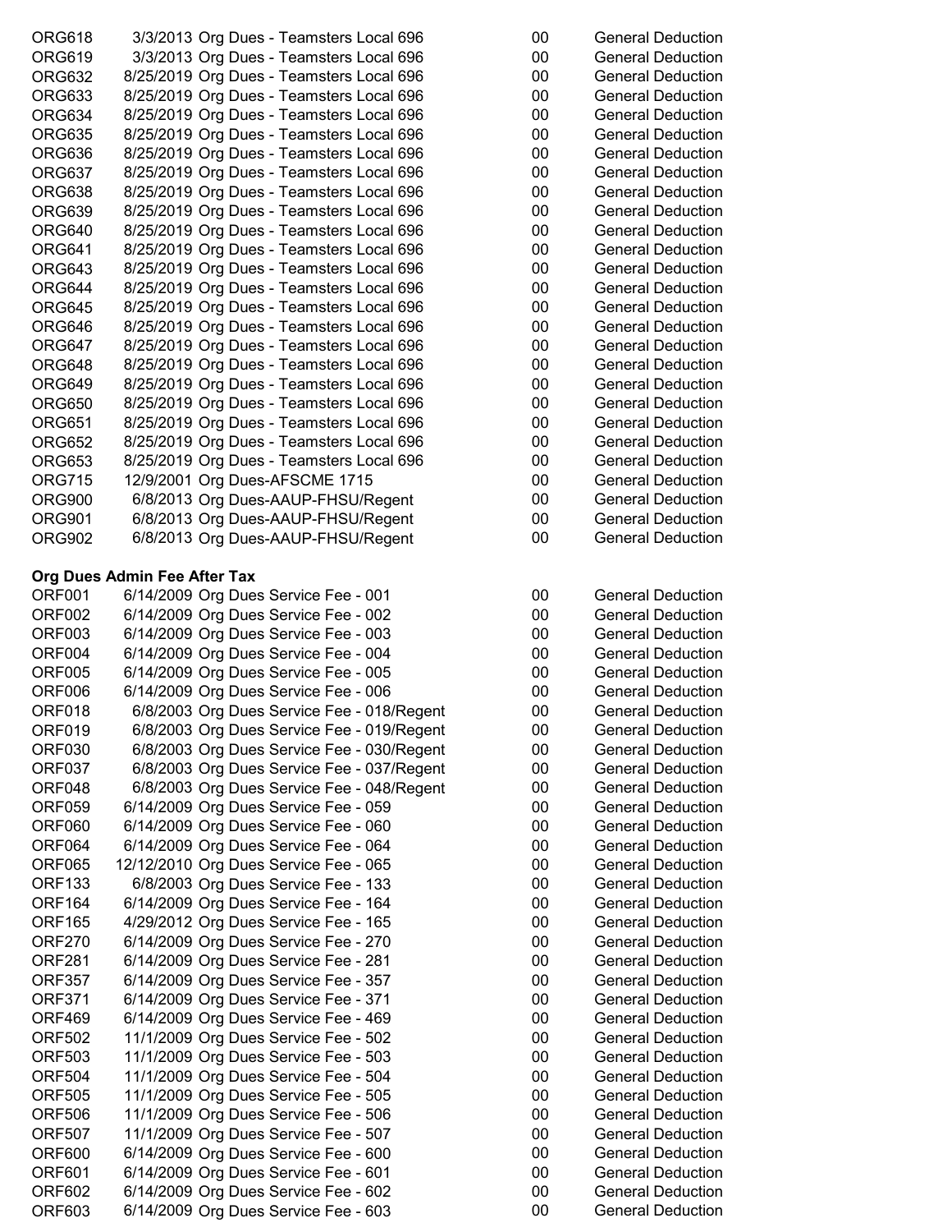| | | | | |
|---|---|---|---|---|
| ORG618 | 3/3/2013 | Org Dues - Teamsters Local 696 | 00 | General Deduction |
| ORG619 | 3/3/2013 | Org Dues - Teamsters Local 696 | 00 | General Deduction |
| ORG632 | 8/25/2019 | Org Dues - Teamsters Local 696 | 00 | General Deduction |
| ORG633 | 8/25/2019 | Org Dues - Teamsters Local 696 | 00 | General Deduction |
| ORG634 | 8/25/2019 | Org Dues - Teamsters Local 696 | 00 | General Deduction |
| ORG635 | 8/25/2019 | Org Dues - Teamsters Local 696 | 00 | General Deduction |
| ORG636 | 8/25/2019 | Org Dues - Teamsters Local 696 | 00 | General Deduction |
| ORG637 | 8/25/2019 | Org Dues - Teamsters Local 696 | 00 | General Deduction |
| ORG638 | 8/25/2019 | Org Dues - Teamsters Local 696 | 00 | General Deduction |
| ORG639 | 8/25/2019 | Org Dues - Teamsters Local 696 | 00 | General Deduction |
| ORG640 | 8/25/2019 | Org Dues - Teamsters Local 696 | 00 | General Deduction |
| ORG641 | 8/25/2019 | Org Dues - Teamsters Local 696 | 00 | General Deduction |
| ORG643 | 8/25/2019 | Org Dues - Teamsters Local 696 | 00 | General Deduction |
| ORG644 | 8/25/2019 | Org Dues - Teamsters Local 696 | 00 | General Deduction |
| ORG645 | 8/25/2019 | Org Dues - Teamsters Local 696 | 00 | General Deduction |
| ORG646 | 8/25/2019 | Org Dues - Teamsters Local 696 | 00 | General Deduction |
| ORG647 | 8/25/2019 | Org Dues - Teamsters Local 696 | 00 | General Deduction |
| ORG648 | 8/25/2019 | Org Dues - Teamsters Local 696 | 00 | General Deduction |
| ORG649 | 8/25/2019 | Org Dues - Teamsters Local 696 | 00 | General Deduction |
| ORG650 | 8/25/2019 | Org Dues - Teamsters Local 696 | 00 | General Deduction |
| ORG651 | 8/25/2019 | Org Dues - Teamsters Local 696 | 00 | General Deduction |
| ORG652 | 8/25/2019 | Org Dues - Teamsters Local 696 | 00 | General Deduction |
| ORG653 | 8/25/2019 | Org Dues - Teamsters Local 696 | 00 | General Deduction |
| ORG715 | 12/9/2001 | Org Dues-AFSCME 1715 | 00 | General Deduction |
| ORG900 | 6/8/2013 | Org Dues-AAUP-FHSU/Regent | 00 | General Deduction |
| ORG901 | 6/8/2013 | Org Dues-AAUP-FHSU/Regent | 00 | General Deduction |
| ORG902 | 6/8/2013 | Org Dues-AAUP-FHSU/Regent | 00 | General Deduction |

**Org Dues Admin Fee After Tax**

| | | | | |
|---|---|---|---|---|
| ORF001 | 6/14/2009 | Org Dues Service Fee - 001 | 00 | General Deduction |
| ORF002 | 6/14/2009 | Org Dues Service Fee - 002 | 00 | General Deduction |
| ORF003 | 6/14/2009 | Org Dues Service Fee - 003 | 00 | General Deduction |
| ORF004 | 6/14/2009 | Org Dues Service Fee - 004 | 00 | General Deduction |
| ORF005 | 6/14/2009 | Org Dues Service Fee - 005 | 00 | General Deduction |
| ORF006 | 6/14/2009 | Org Dues Service Fee - 006 | 00 | General Deduction |
| ORF018 | 6/8/2003 | Org Dues Service Fee - 018/Regent | 00 | General Deduction |
| ORF019 | 6/8/2003 | Org Dues Service Fee - 019/Regent | 00 | General Deduction |
| ORF030 | 6/8/2003 | Org Dues Service Fee - 030/Regent | 00 | General Deduction |
| ORF037 | 6/8/2003 | Org Dues Service Fee - 037/Regent | 00 | General Deduction |
| ORF048 | 6/8/2003 | Org Dues Service Fee - 048/Regent | 00 | General Deduction |
| ORF059 | 6/14/2009 | Org Dues Service Fee - 059 | 00 | General Deduction |
| ORF060 | 6/14/2009 | Org Dues Service Fee - 060 | 00 | General Deduction |
| ORF064 | 6/14/2009 | Org Dues Service Fee - 064 | 00 | General Deduction |
| ORF065 | 12/12/2010 | Org Dues Service Fee - 065 | 00 | General Deduction |
| ORF133 | 6/8/2003 | Org Dues Service Fee - 133 | 00 | General Deduction |
| ORF164 | 6/14/2009 | Org Dues Service Fee - 164 | 00 | General Deduction |
| ORF165 | 4/29/2012 | Org Dues Service Fee - 165 | 00 | General Deduction |
| ORF270 | 6/14/2009 | Org Dues Service Fee - 270 | 00 | General Deduction |
| ORF281 | 6/14/2009 | Org Dues Service Fee - 281 | 00 | General Deduction |
| ORF357 | 6/14/2009 | Org Dues Service Fee - 357 | 00 | General Deduction |
| ORF371 | 6/14/2009 | Org Dues Service Fee - 371 | 00 | General Deduction |
| ORF469 | 6/14/2009 | Org Dues Service Fee - 469 | 00 | General Deduction |
| ORF502 | 11/1/2009 | Org Dues Service Fee - 502 | 00 | General Deduction |
| ORF503 | 11/1/2009 | Org Dues Service Fee - 503 | 00 | General Deduction |
| ORF504 | 11/1/2009 | Org Dues Service Fee - 504 | 00 | General Deduction |
| ORF505 | 11/1/2009 | Org Dues Service Fee - 505 | 00 | General Deduction |
| ORF506 | 11/1/2009 | Org Dues Service Fee - 506 | 00 | General Deduction |
| ORF507 | 11/1/2009 | Org Dues Service Fee - 507 | 00 | General Deduction |
| ORF600 | 6/14/2009 | Org Dues Service Fee - 600 | 00 | General Deduction |
| ORF601 | 6/14/2009 | Org Dues Service Fee - 601 | 00 | General Deduction |
| ORF602 | 6/14/2009 | Org Dues Service Fee - 602 | 00 | General Deduction |
| ORF603 | 6/14/2009 | Org Dues Service Fee - 603 | 00 | General Deduction |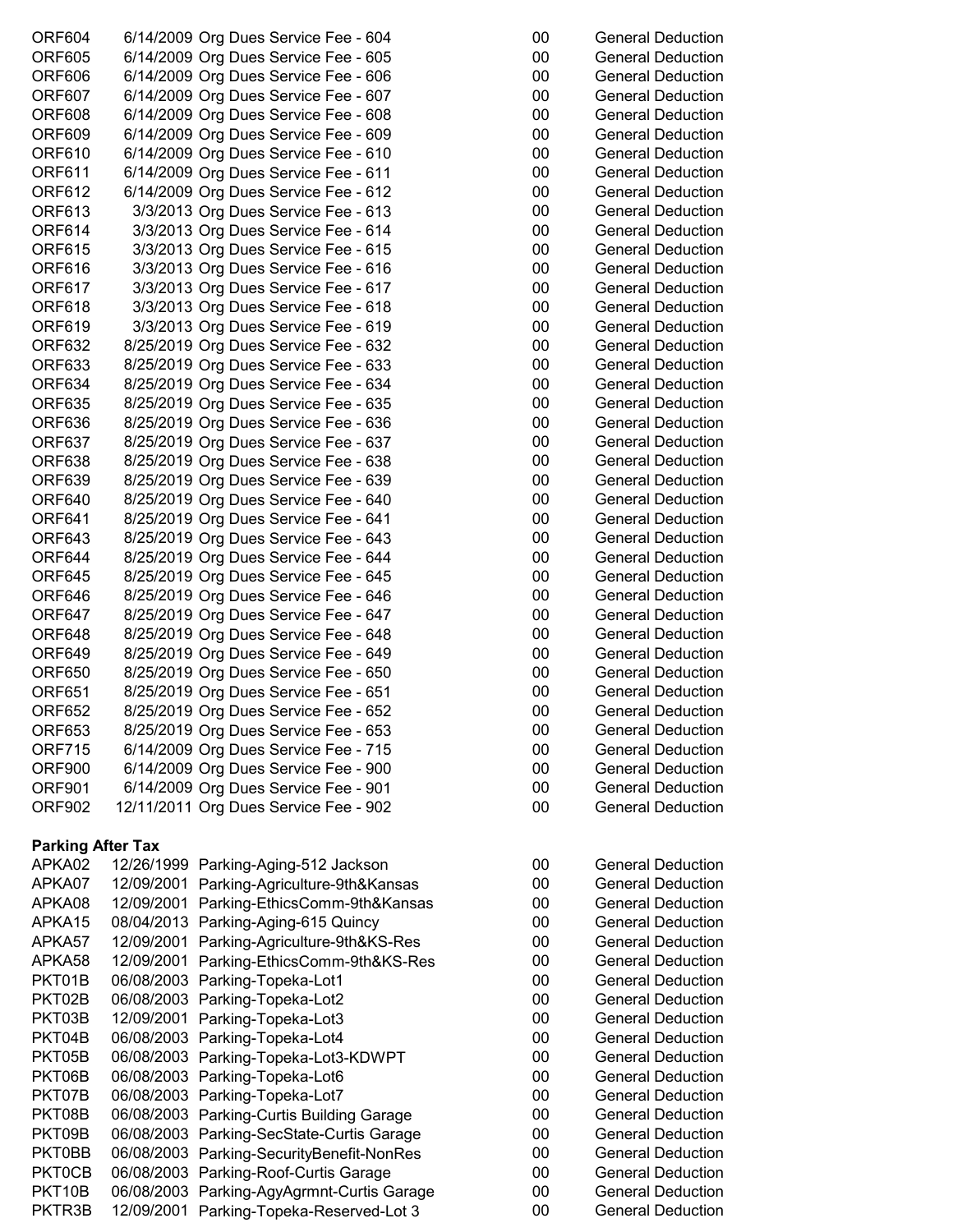| | | | | |
|---|---|---|---|---|
| ORF604 | 6/14/2009 | Org Dues Service Fee - 604 | 00 | General Deduction |
| ORF605 | 6/14/2009 | Org Dues Service Fee - 605 | 00 | General Deduction |
| ORF606 | 6/14/2009 | Org Dues Service Fee - 606 | 00 | General Deduction |
| ORF607 | 6/14/2009 | Org Dues Service Fee - 607 | 00 | General Deduction |
| ORF608 | 6/14/2009 | Org Dues Service Fee - 608 | 00 | General Deduction |
| ORF609 | 6/14/2009 | Org Dues Service Fee - 609 | 00 | General Deduction |
| ORF610 | 6/14/2009 | Org Dues Service Fee - 610 | 00 | General Deduction |
| ORF611 | 6/14/2009 | Org Dues Service Fee - 611 | 00 | General Deduction |
| ORF612 | 6/14/2009 | Org Dues Service Fee - 612 | 00 | General Deduction |
| ORF613 | 3/3/2013 | Org Dues Service Fee - 613 | 00 | General Deduction |
| ORF614 | 3/3/2013 | Org Dues Service Fee - 614 | 00 | General Deduction |
| ORF615 | 3/3/2013 | Org Dues Service Fee - 615 | 00 | General Deduction |
| ORF616 | 3/3/2013 | Org Dues Service Fee - 616 | 00 | General Deduction |
| ORF617 | 3/3/2013 | Org Dues Service Fee - 617 | 00 | General Deduction |
| ORF618 | 3/3/2013 | Org Dues Service Fee - 618 | 00 | General Deduction |
| ORF619 | 3/3/2013 | Org Dues Service Fee - 619 | 00 | General Deduction |
| ORF632 | 8/25/2019 | Org Dues Service Fee - 632 | 00 | General Deduction |
| ORF633 | 8/25/2019 | Org Dues Service Fee - 633 | 00 | General Deduction |
| ORF634 | 8/25/2019 | Org Dues Service Fee - 634 | 00 | General Deduction |
| ORF635 | 8/25/2019 | Org Dues Service Fee - 635 | 00 | General Deduction |
| ORF636 | 8/25/2019 | Org Dues Service Fee - 636 | 00 | General Deduction |
| ORF637 | 8/25/2019 | Org Dues Service Fee - 637 | 00 | General Deduction |
| ORF638 | 8/25/2019 | Org Dues Service Fee - 638 | 00 | General Deduction |
| ORF639 | 8/25/2019 | Org Dues Service Fee - 639 | 00 | General Deduction |
| ORF640 | 8/25/2019 | Org Dues Service Fee - 640 | 00 | General Deduction |
| ORF641 | 8/25/2019 | Org Dues Service Fee - 641 | 00 | General Deduction |
| ORF643 | 8/25/2019 | Org Dues Service Fee - 643 | 00 | General Deduction |
| ORF644 | 8/25/2019 | Org Dues Service Fee - 644 | 00 | General Deduction |
| ORF645 | 8/25/2019 | Org Dues Service Fee - 645 | 00 | General Deduction |
| ORF646 | 8/25/2019 | Org Dues Service Fee - 646 | 00 | General Deduction |
| ORF647 | 8/25/2019 | Org Dues Service Fee - 647 | 00 | General Deduction |
| ORF648 | 8/25/2019 | Org Dues Service Fee - 648 | 00 | General Deduction |
| ORF649 | 8/25/2019 | Org Dues Service Fee - 649 | 00 | General Deduction |
| ORF650 | 8/25/2019 | Org Dues Service Fee - 650 | 00 | General Deduction |
| ORF651 | 8/25/2019 | Org Dues Service Fee - 651 | 00 | General Deduction |
| ORF652 | 8/25/2019 | Org Dues Service Fee - 652 | 00 | General Deduction |
| ORF653 | 8/25/2019 | Org Dues Service Fee - 653 | 00 | General Deduction |
| ORF715 | 6/14/2009 | Org Dues Service Fee - 715 | 00 | General Deduction |
| ORF900 | 6/14/2009 | Org Dues Service Fee - 900 | 00 | General Deduction |
| ORF901 | 6/14/2009 | Org Dues Service Fee - 901 | 00 | General Deduction |
| ORF902 | 12/11/2011 | Org Dues Service Fee - 902 | 00 | General Deduction |

**Parking After Tax**

| | | | | |
|---|---|---|---|---|
| APKA02 | 12/26/1999 | Parking-Aging-512 Jackson | 00 | General Deduction |
| APKA07 | 12/09/2001 | Parking-Agriculture-9th&Kansas | 00 | General Deduction |
| APKA08 | 12/09/2001 | Parking-EthicsComm-9th&Kansas | 00 | General Deduction |
| APKA15 | 08/04/2013 | Parking-Aging-615 Quincy | 00 | General Deduction |
| APKA57 | 12/09/2001 | Parking-Agriculture-9th&KS-Res | 00 | General Deduction |
| APKA58 | 12/09/2001 | Parking-EthicsComm-9th&KS-Res | 00 | General Deduction |
| PKT01B | 06/08/2003 | Parking-Topeka-Lot1 | 00 | General Deduction |
| PKT02B | 06/08/2003 | Parking-Topeka-Lot2 | 00 | General Deduction |
| PKT03B | 12/09/2001 | Parking-Topeka-Lot3 | 00 | General Deduction |
| PKT04B | 06/08/2003 | Parking-Topeka-Lot4 | 00 | General Deduction |
| PKT05B | 06/08/2003 | Parking-Topeka-Lot3-KDWPT | 00 | General Deduction |
| PKT06B | 06/08/2003 | Parking-Topeka-Lot6 | 00 | General Deduction |
| PKT07B | 06/08/2003 | Parking-Topeka-Lot7 | 00 | General Deduction |
| PKT08B | 06/08/2003 | Parking-Curtis Building Garage | 00 | General Deduction |
| PKT09B | 06/08/2003 | Parking-SecState-Curtis Garage | 00 | General Deduction |
| PKT0BB | 06/08/2003 | Parking-SecurityBenefit-NonRes | 00 | General Deduction |
| PKT0CB | 06/08/2003 | Parking-Roof-Curtis Garage | 00 | General Deduction |
| PKT10B | 06/08/2003 | Parking-AgyAgrmnt-Curtis Garage | 00 | General Deduction |
| PKTR3B | 12/09/2001 | Parking-Topeka-Reserved-Lot 3 | 00 | General Deduction |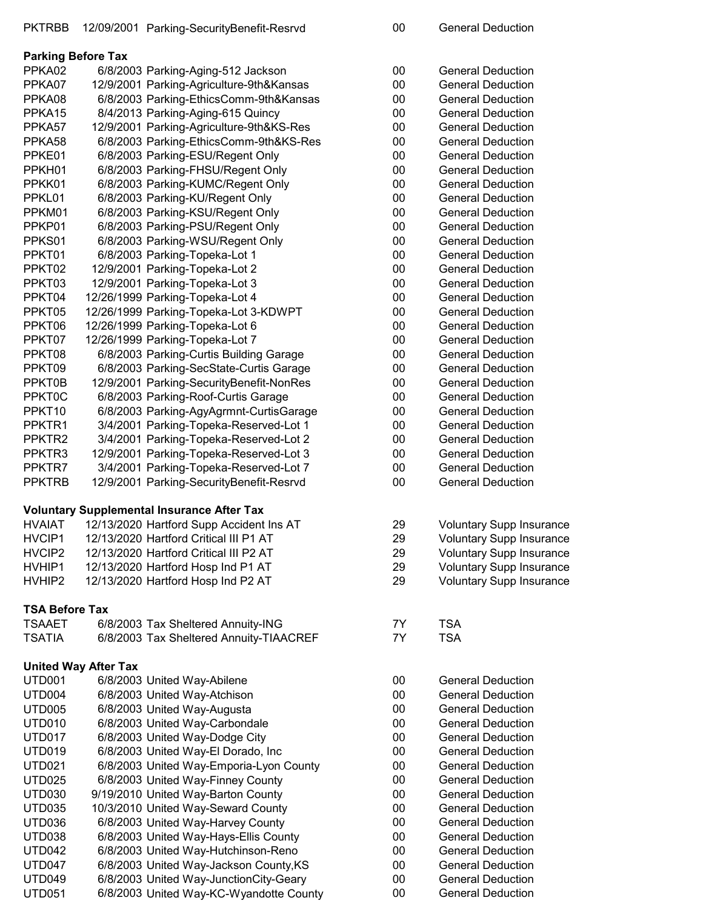| | | | | |
|---|---|---|---|---|
| PKTRBB | 12/09/2001 | Parking-SecurityBenefit-Resrvd | 00 | General Deduction |

**Parking Before Tax**

| | | | | |
|---|---|---|---|---|
| PPKA02 | 6/8/2003 | Parking-Aging-512 Jackson | 00 | General Deduction |
| PPKA07 | 12/9/2001 | Parking-Agriculture-9th&Kansas | 00 | General Deduction |
| PPKA08 | 6/8/2003 | Parking-EthicsComm-9th&Kansas | 00 | General Deduction |
| PPKA15 | 8/4/2013 | Parking-Aging-615 Quincy | 00 | General Deduction |
| PPKA57 | 12/9/2001 | Parking-Agriculture-9th&KS-Res | 00 | General Deduction |
| PPKA58 | 6/8/2003 | Parking-EthicsComm-9th&KS-Res | 00 | General Deduction |
| PPKE01 | 6/8/2003 | Parking-ESU/Regent Only | 00 | General Deduction |
| PPKH01 | 6/8/2003 | Parking-FHSU/Regent Only | 00 | General Deduction |
| PPKK01 | 6/8/2003 | Parking-KUMC/Regent Only | 00 | General Deduction |
| PPKL01 | 6/8/2003 | Parking-KU/Regent Only | 00 | General Deduction |
| PPKM01 | 6/8/2003 | Parking-KSU/Regent Only | 00 | General Deduction |
| PPKP01 | 6/8/2003 | Parking-PSU/Regent Only | 00 | General Deduction |
| PPKS01 | 6/8/2003 | Parking-WSU/Regent Only | 00 | General Deduction |
| PPKT01 | 6/8/2003 | Parking-Topeka-Lot 1 | 00 | General Deduction |
| PPKT02 | 12/9/2001 | Parking-Topeka-Lot 2 | 00 | General Deduction |
| PPKT03 | 12/9/2001 | Parking-Topeka-Lot 3 | 00 | General Deduction |
| PPKT04 | 12/26/1999 | Parking-Topeka-Lot 4 | 00 | General Deduction |
| PPKT05 | 12/26/1999 | Parking-Topeka-Lot 3-KDWPT | 00 | General Deduction |
| PPKT06 | 12/26/1999 | Parking-Topeka-Lot 6 | 00 | General Deduction |
| PPKT07 | 12/26/1999 | Parking-Topeka-Lot 7 | 00 | General Deduction |
| PPKT08 | 6/8/2003 | Parking-Curtis Building Garage | 00 | General Deduction |
| PPKT09 | 6/8/2003 | Parking-SecState-Curtis Garage | 00 | General Deduction |
| PPKT0B | 12/9/2001 | Parking-SecurityBenefit-NonRes | 00 | General Deduction |
| PPKT0C | 6/8/2003 | Parking-Roof-Curtis Garage | 00 | General Deduction |
| PPKT10 | 6/8/2003 | Parking-AgyAgrmnt-CurtisGarage | 00 | General Deduction |
| PPKTR1 | 3/4/2001 | Parking-Topeka-Reserved-Lot 1 | 00 | General Deduction |
| PPKTR2 | 3/4/2001 | Parking-Topeka-Reserved-Lot 2 | 00 | General Deduction |
| PPKTR3 | 12/9/2001 | Parking-Topeka-Reserved-Lot 3 | 00 | General Deduction |
| PPKTR7 | 3/4/2001 | Parking-Topeka-Reserved-Lot 7 | 00 | General Deduction |
| PPKTRB | 12/9/2001 | Parking-SecurityBenefit-Resrvd | 00 | General Deduction |

**Voluntary Supplemental Insurance After Tax**

| | | | | |
|---|---|---|---|---|
| HVAIAT | 12/13/2020 | Hartford Supp Accident Ins AT | 29 | Voluntary Supp Insurance |
| HVCIP1 | 12/13/2020 | Hartford Critical Ill P1 AT | 29 | Voluntary Supp Insurance |
| HVCIP2 | 12/13/2020 | Hartford Critical Ill P2 AT | 29 | Voluntary Supp Insurance |
| HVHIP1 | 12/13/2020 | Hartford Hosp Ind P1 AT | 29 | Voluntary Supp Insurance |
| HVHIP2 | 12/13/2020 | Hartford Hosp Ind P2 AT | 29 | Voluntary Supp Insurance |

**TSA Before Tax**

| | | | | |
|---|---|---|---|---|
| TSAAET | 6/8/2003 | Tax Sheltered Annuity-ING | 7Y | TSA |
| TSATIA | 6/8/2003 | Tax Sheltered Annuity-TIAACREF | 7Y | TSA |

**United Way After Tax**

| | | | | |
|---|---|---|---|---|
| UTD001 | 6/8/2003 | United Way-Abilene | 00 | General Deduction |
| UTD004 | 6/8/2003 | United Way-Atchison | 00 | General Deduction |
| UTD005 | 6/8/2003 | United Way-Augusta | 00 | General Deduction |
| UTD010 | 6/8/2003 | United Way-Carbondale | 00 | General Deduction |
| UTD017 | 6/8/2003 | United Way-Dodge City | 00 | General Deduction |
| UTD019 | 6/8/2003 | United Way-El Dorado, Inc | 00 | General Deduction |
| UTD021 | 6/8/2003 | United Way-Emporia-Lyon County | 00 | General Deduction |
| UTD025 | 6/8/2003 | United Way-Finney County | 00 | General Deduction |
| UTD030 | 9/19/2010 | United Way-Barton County | 00 | General Deduction |
| UTD035 | 10/3/2010 | United Way-Seward County | 00 | General Deduction |
| UTD036 | 6/8/2003 | United Way-Harvey County | 00 | General Deduction |
| UTD038 | 6/8/2003 | United Way-Hays-Ellis County | 00 | General Deduction |
| UTD042 | 6/8/2003 | United Way-Hutchinson-Reno | 00 | General Deduction |
| UTD047 | 6/8/2003 | United Way-Jackson County,KS | 00 | General Deduction |
| UTD049 | 6/8/2003 | United Way-JunctionCity-Geary | 00 | General Deduction |
| UTD051 | 6/8/2003 | United Way-KC-Wyandotte County | 00 | General Deduction |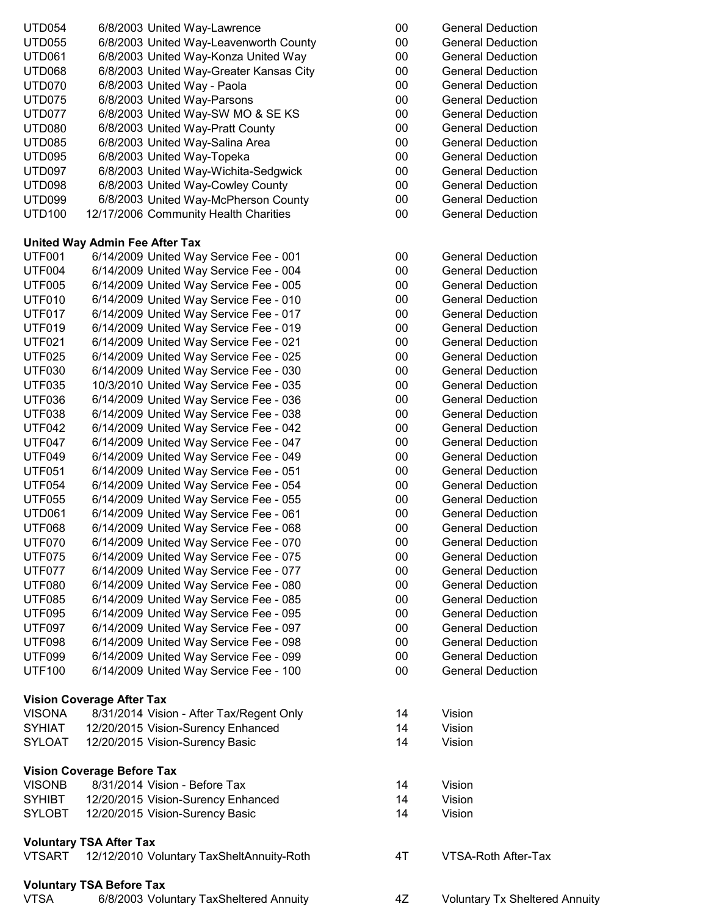| | | | |
|---|---|---|---|
| UTD054 | 6/8/2003 United Way-Lawrence | 00 | General Deduction |
| UTD055 | 6/8/2003 United Way-Leavenworth County | 00 | General Deduction |
| UTD061 | 6/8/2003 United Way-Konza United Way | 00 | General Deduction |
| UTD068 | 6/8/2003 United Way-Greater Kansas City | 00 | General Deduction |
| UTD070 | 6/8/2003 United Way - Paola | 00 | General Deduction |
| UTD075 | 6/8/2003 United Way-Parsons | 00 | General Deduction |
| UTD077 | 6/8/2003 United Way-SW MO & SE KS | 00 | General Deduction |
| UTD080 | 6/8/2003 United Way-Pratt County | 00 | General Deduction |
| UTD085 | 6/8/2003 United Way-Salina Area | 00 | General Deduction |
| UTD095 | 6/8/2003 United Way-Topeka | 00 | General Deduction |
| UTD097 | 6/8/2003 United Way-Wichita-Sedgwick | 00 | General Deduction |
| UTD098 | 6/8/2003 United Way-Cowley County | 00 | General Deduction |
| UTD099 | 6/8/2003 United Way-McPherson County | 00 | General Deduction |
| UTD100 | 12/17/2006 Community Health Charities | 00 | General Deduction |

**United Way Admin Fee After Tax**

| | | | |
|---|---|---|---|
| UTF001 | 6/14/2009 United Way Service Fee - 001 | 00 | General Deduction |
| UTF004 | 6/14/2009 United Way Service Fee - 004 | 00 | General Deduction |
| UTF005 | 6/14/2009 United Way Service Fee - 005 | 00 | General Deduction |
| UTF010 | 6/14/2009 United Way Service Fee - 010 | 00 | General Deduction |
| UTF017 | 6/14/2009 United Way Service Fee - 017 | 00 | General Deduction |
| UTF019 | 6/14/2009 United Way Service Fee - 019 | 00 | General Deduction |
| UTF021 | 6/14/2009 United Way Service Fee - 021 | 00 | General Deduction |
| UTF025 | 6/14/2009 United Way Service Fee - 025 | 00 | General Deduction |
| UTF030 | 6/14/2009 United Way Service Fee - 030 | 00 | General Deduction |
| UTF035 | 10/3/2010 United Way Service Fee - 035 | 00 | General Deduction |
| UTF036 | 6/14/2009 United Way Service Fee - 036 | 00 | General Deduction |
| UTF038 | 6/14/2009 United Way Service Fee - 038 | 00 | General Deduction |
| UTF042 | 6/14/2009 United Way Service Fee - 042 | 00 | General Deduction |
| UTF047 | 6/14/2009 United Way Service Fee - 047 | 00 | General Deduction |
| UTF049 | 6/14/2009 United Way Service Fee - 049 | 00 | General Deduction |
| UTF051 | 6/14/2009 United Way Service Fee - 051 | 00 | General Deduction |
| UTF054 | 6/14/2009 United Way Service Fee - 054 | 00 | General Deduction |
| UTF055 | 6/14/2009 United Way Service Fee - 055 | 00 | General Deduction |
| UTD061 | 6/14/2009 United Way Service Fee - 061 | 00 | General Deduction |
| UTF068 | 6/14/2009 United Way Service Fee - 068 | 00 | General Deduction |
| UTF070 | 6/14/2009 United Way Service Fee - 070 | 00 | General Deduction |
| UTF075 | 6/14/2009 United Way Service Fee - 075 | 00 | General Deduction |
| UTF077 | 6/14/2009 United Way Service Fee - 077 | 00 | General Deduction |
| UTF080 | 6/14/2009 United Way Service Fee - 080 | 00 | General Deduction |
| UTF085 | 6/14/2009 United Way Service Fee - 085 | 00 | General Deduction |
| UTF095 | 6/14/2009 United Way Service Fee - 095 | 00 | General Deduction |
| UTF097 | 6/14/2009 United Way Service Fee - 097 | 00 | General Deduction |
| UTF098 | 6/14/2009 United Way Service Fee - 098 | 00 | General Deduction |
| UTF099 | 6/14/2009 United Way Service Fee - 099 | 00 | General Deduction |
| UTF100 | 6/14/2009 United Way Service Fee - 100 | 00 | General Deduction |

**Vision Coverage After Tax**

| | | | |
|---|---|---|---|
| VISONA | 8/31/2014 Vision - After Tax/Regent Only | 14 | Vision |
| SYHIAT | 12/20/2015 Vision-Surency Enhanced | 14 | Vision |
| SYLOAT | 12/20/2015 Vision-Surency Basic | 14 | Vision |

**Vision Coverage Before Tax**

| | | | |
|---|---|---|---|
| VISONB | 8/31/2014 Vision - Before Tax | 14 | Vision |
| SYHIBT | 12/20/2015 Vision-Surency Enhanced | 14 | Vision |
| SYLOBT | 12/20/2015 Vision-Surency Basic | 14 | Vision |

**Voluntary TSA After Tax**

| | | | |
|---|---|---|---|
| VTSART | 12/12/2010 Voluntary TaxSheltAnnuity-Roth | 4T | VTSA-Roth After-Tax |

**Voluntary TSA Before Tax**

| | | | |
|---|---|---|---|
| VTSA | 6/8/2003 Voluntary TaxSheltered Annuity | 4Z | Voluntary Tx Sheltered Annuity |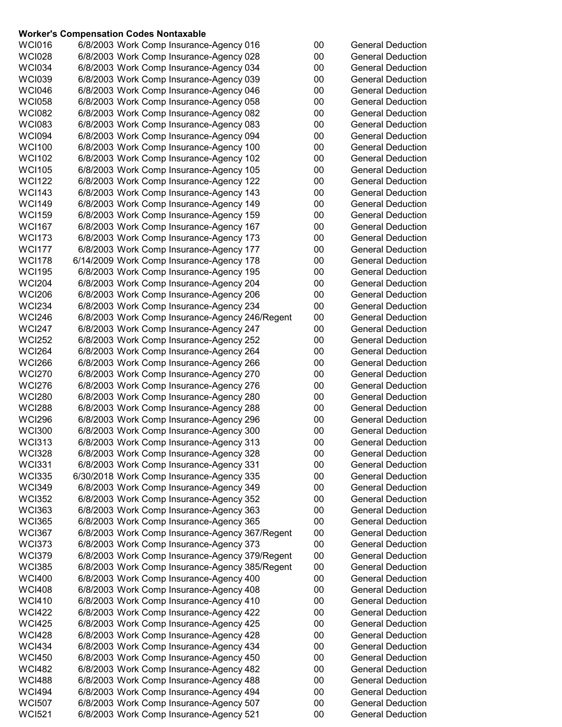**Worker's Compensation Codes Nontaxable**

| | | | | |
|---|---|---|---|---|
| WCI016 | 6/8/2003 | Work Comp Insurance-Agency 016 | 00 | General Deduction |
| WCI028 | 6/8/2003 | Work Comp Insurance-Agency 028 | 00 | General Deduction |
| WCI034 | 6/8/2003 | Work Comp Insurance-Agency 034 | 00 | General Deduction |
| WCI039 | 6/8/2003 | Work Comp Insurance-Agency 039 | 00 | General Deduction |
| WCI046 | 6/8/2003 | Work Comp Insurance-Agency 046 | 00 | General Deduction |
| WCI058 | 6/8/2003 | Work Comp Insurance-Agency 058 | 00 | General Deduction |
| WCI082 | 6/8/2003 | Work Comp Insurance-Agency 082 | 00 | General Deduction |
| WCI083 | 6/8/2003 | Work Comp Insurance-Agency 083 | 00 | General Deduction |
| WCI094 | 6/8/2003 | Work Comp Insurance-Agency 094 | 00 | General Deduction |
| WCI100 | 6/8/2003 | Work Comp Insurance-Agency 100 | 00 | General Deduction |
| WCI102 | 6/8/2003 | Work Comp Insurance-Agency 102 | 00 | General Deduction |
| WCI105 | 6/8/2003 | Work Comp Insurance-Agency 105 | 00 | General Deduction |
| WCI122 | 6/8/2003 | Work Comp Insurance-Agency 122 | 00 | General Deduction |
| WCI143 | 6/8/2003 | Work Comp Insurance-Agency 143 | 00 | General Deduction |
| WCI149 | 6/8/2003 | Work Comp Insurance-Agency 149 | 00 | General Deduction |
| WCI159 | 6/8/2003 | Work Comp Insurance-Agency 159 | 00 | General Deduction |
| WCI167 | 6/8/2003 | Work Comp Insurance-Agency 167 | 00 | General Deduction |
| WCI173 | 6/8/2003 | Work Comp Insurance-Agency 173 | 00 | General Deduction |
| WCI177 | 6/8/2003 | Work Comp Insurance-Agency 177 | 00 | General Deduction |
| WCI178 | 6/14/2009 | Work Comp Insurance-Agency 178 | 00 | General Deduction |
| WCI195 | 6/8/2003 | Work Comp Insurance-Agency 195 | 00 | General Deduction |
| WCI204 | 6/8/2003 | Work Comp Insurance-Agency 204 | 00 | General Deduction |
| WCI206 | 6/8/2003 | Work Comp Insurance-Agency 206 | 00 | General Deduction |
| WCI234 | 6/8/2003 | Work Comp Insurance-Agency 234 | 00 | General Deduction |
| WCI246 | 6/8/2003 | Work Comp Insurance-Agency 246/Regent | 00 | General Deduction |
| WCI247 | 6/8/2003 | Work Comp Insurance-Agency 247 | 00 | General Deduction |
| WCI252 | 6/8/2003 | Work Comp Insurance-Agency 252 | 00 | General Deduction |
| WCI264 | 6/8/2003 | Work Comp Insurance-Agency 264 | 00 | General Deduction |
| WCI266 | 6/8/2003 | Work Comp Insurance-Agency 266 | 00 | General Deduction |
| WCI270 | 6/8/2003 | Work Comp Insurance-Agency 270 | 00 | General Deduction |
| WCI276 | 6/8/2003 | Work Comp Insurance-Agency 276 | 00 | General Deduction |
| WCI280 | 6/8/2003 | Work Comp Insurance-Agency 280 | 00 | General Deduction |
| WCI288 | 6/8/2003 | Work Comp Insurance-Agency 288 | 00 | General Deduction |
| WCI296 | 6/8/2003 | Work Comp Insurance-Agency 296 | 00 | General Deduction |
| WCI300 | 6/8/2003 | Work Comp Insurance-Agency 300 | 00 | General Deduction |
| WCI313 | 6/8/2003 | Work Comp Insurance-Agency 313 | 00 | General Deduction |
| WCI328 | 6/8/2003 | Work Comp Insurance-Agency 328 | 00 | General Deduction |
| WCI331 | 6/8/2003 | Work Comp Insurance-Agency 331 | 00 | General Deduction |
| WCI335 | 6/30/2018 | Work Comp Insurance-Agency 335 | 00 | General Deduction |
| WCI349 | 6/8/2003 | Work Comp Insurance-Agency 349 | 00 | General Deduction |
| WCI352 | 6/8/2003 | Work Comp Insurance-Agency 352 | 00 | General Deduction |
| WCI363 | 6/8/2003 | Work Comp Insurance-Agency 363 | 00 | General Deduction |
| WCI365 | 6/8/2003 | Work Comp Insurance-Agency 365 | 00 | General Deduction |
| WCI367 | 6/8/2003 | Work Comp Insurance-Agency 367/Regent | 00 | General Deduction |
| WCI373 | 6/8/2003 | Work Comp Insurance-Agency 373 | 00 | General Deduction |
| WCI379 | 6/8/2003 | Work Comp Insurance-Agency 379/Regent | 00 | General Deduction |
| WCI385 | 6/8/2003 | Work Comp Insurance-Agency 385/Regent | 00 | General Deduction |
| WCI400 | 6/8/2003 | Work Comp Insurance-Agency 400 | 00 | General Deduction |
| WCI408 | 6/8/2003 | Work Comp Insurance-Agency 408 | 00 | General Deduction |
| WCI410 | 6/8/2003 | Work Comp Insurance-Agency 410 | 00 | General Deduction |
| WCI422 | 6/8/2003 | Work Comp Insurance-Agency 422 | 00 | General Deduction |
| WCI425 | 6/8/2003 | Work Comp Insurance-Agency 425 | 00 | General Deduction |
| WCI428 | 6/8/2003 | Work Comp Insurance-Agency 428 | 00 | General Deduction |
| WCI434 | 6/8/2003 | Work Comp Insurance-Agency 434 | 00 | General Deduction |
| WCI450 | 6/8/2003 | Work Comp Insurance-Agency 450 | 00 | General Deduction |
| WCI482 | 6/8/2003 | Work Comp Insurance-Agency 482 | 00 | General Deduction |
| WCI488 | 6/8/2003 | Work Comp Insurance-Agency 488 | 00 | General Deduction |
| WCI494 | 6/8/2003 | Work Comp Insurance-Agency 494 | 00 | General Deduction |
| WCI507 | 6/8/2003 | Work Comp Insurance-Agency 507 | 00 | General Deduction |
| WCI521 | 6/8/2003 | Work Comp Insurance-Agency 521 | 00 | General Deduction |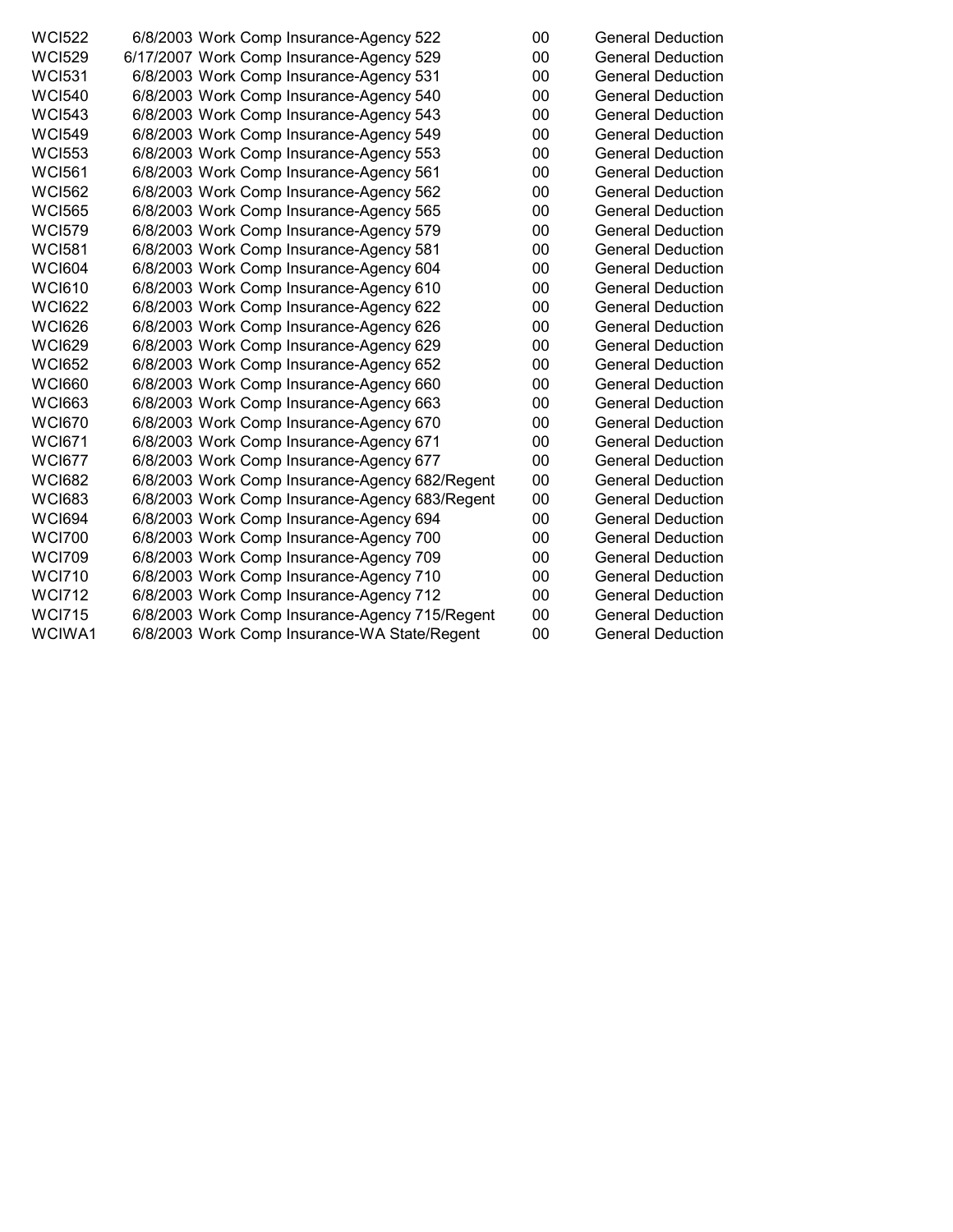| | | | | |
|---|---|---|---|---|
| WCI522 | 6/8/2003 | Work Comp Insurance-Agency 522 | 00 | General Deduction |
| WCI529 | 6/17/2007 | Work Comp Insurance-Agency 529 | 00 | General Deduction |
| WCI531 | 6/8/2003 | Work Comp Insurance-Agency 531 | 00 | General Deduction |
| WCI540 | 6/8/2003 | Work Comp Insurance-Agency 540 | 00 | General Deduction |
| WCI543 | 6/8/2003 | Work Comp Insurance-Agency 543 | 00 | General Deduction |
| WCI549 | 6/8/2003 | Work Comp Insurance-Agency 549 | 00 | General Deduction |
| WCI553 | 6/8/2003 | Work Comp Insurance-Agency 553 | 00 | General Deduction |
| WCI561 | 6/8/2003 | Work Comp Insurance-Agency 561 | 00 | General Deduction |
| WCI562 | 6/8/2003 | Work Comp Insurance-Agency 562 | 00 | General Deduction |
| WCI565 | 6/8/2003 | Work Comp Insurance-Agency 565 | 00 | General Deduction |
| WCI579 | 6/8/2003 | Work Comp Insurance-Agency 579 | 00 | General Deduction |
| WCI581 | 6/8/2003 | Work Comp Insurance-Agency 581 | 00 | General Deduction |
| WCI604 | 6/8/2003 | Work Comp Insurance-Agency 604 | 00 | General Deduction |
| WCI610 | 6/8/2003 | Work Comp Insurance-Agency 610 | 00 | General Deduction |
| WCI622 | 6/8/2003 | Work Comp Insurance-Agency 622 | 00 | General Deduction |
| WCI626 | 6/8/2003 | Work Comp Insurance-Agency 626 | 00 | General Deduction |
| WCI629 | 6/8/2003 | Work Comp Insurance-Agency 629 | 00 | General Deduction |
| WCI652 | 6/8/2003 | Work Comp Insurance-Agency 652 | 00 | General Deduction |
| WCI660 | 6/8/2003 | Work Comp Insurance-Agency 660 | 00 | General Deduction |
| WCI663 | 6/8/2003 | Work Comp Insurance-Agency 663 | 00 | General Deduction |
| WCI670 | 6/8/2003 | Work Comp Insurance-Agency 670 | 00 | General Deduction |
| WCI671 | 6/8/2003 | Work Comp Insurance-Agency 671 | 00 | General Deduction |
| WCI677 | 6/8/2003 | Work Comp Insurance-Agency 677 | 00 | General Deduction |
| WCI682 | 6/8/2003 | Work Comp Insurance-Agency 682/Regent | 00 | General Deduction |
| WCI683 | 6/8/2003 | Work Comp Insurance-Agency 683/Regent | 00 | General Deduction |
| WCI694 | 6/8/2003 | Work Comp Insurance-Agency 694 | 00 | General Deduction |
| WCI700 | 6/8/2003 | Work Comp Insurance-Agency 700 | 00 | General Deduction |
| WCI709 | 6/8/2003 | Work Comp Insurance-Agency 709 | 00 | General Deduction |
| WCI710 | 6/8/2003 | Work Comp Insurance-Agency 710 | 00 | General Deduction |
| WCI712 | 6/8/2003 | Work Comp Insurance-Agency 712 | 00 | General Deduction |
| WCI715 | 6/8/2003 | Work Comp Insurance-Agency 715/Regent | 00 | General Deduction |
| WCIWA1 | 6/8/2003 | Work Comp Insurance-WA State/Regent | 00 | General Deduction |